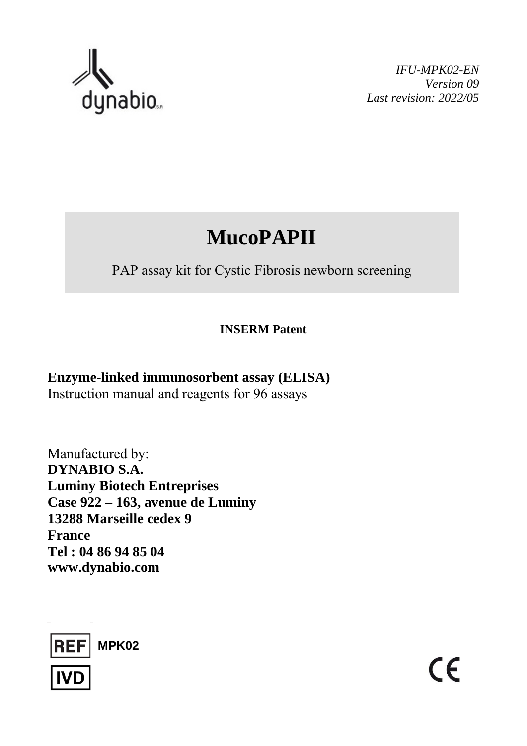dynabio S.A

*IFU-MPK02-EN*
*Version 09*
*Last revision: 2022/05*

# MucoPAPII

PAP assay kit for Cystic Fibrosis newborn screening

**INSERM Patent**

**Enzyme-linked immunosorbent assay (ELISA)**
Instruction manual and reagents for 96 assays

Manufactured by:
**DYNABIO S.A.**
**Luminy Biotech Entreprises**
**Case 922 – 163, avenue de Luminy**
**13288 Marseille cedex 9**
**France**
**Tel : 04 86 94 85 04**
**www.dynabio.com**

REF **MPK02**

IVD

CE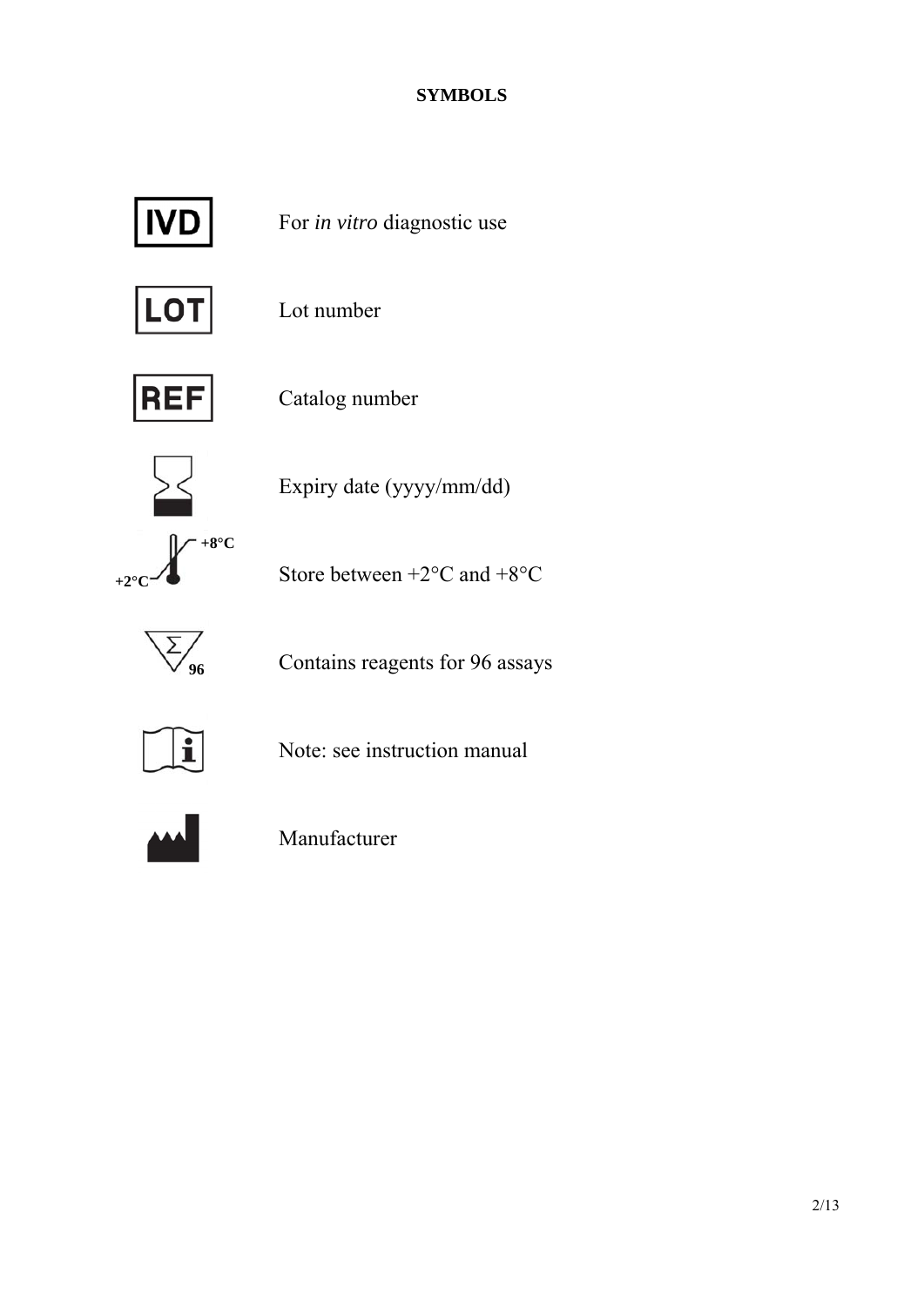## SYMBOLS

| Symbol | Meaning |
| --- | --- |
| IVD | For *in vitro* diagnostic use |
| LOT | Lot number |
| REF | Catalog number |
| | Expiry date (yyyy/mm/dd) |
| +2°C / +8°C | Store between +2°C and +8°C |
| 96 | Contains reagents for 96 assays |
| | Note: see instruction manual |
| | Manufacturer |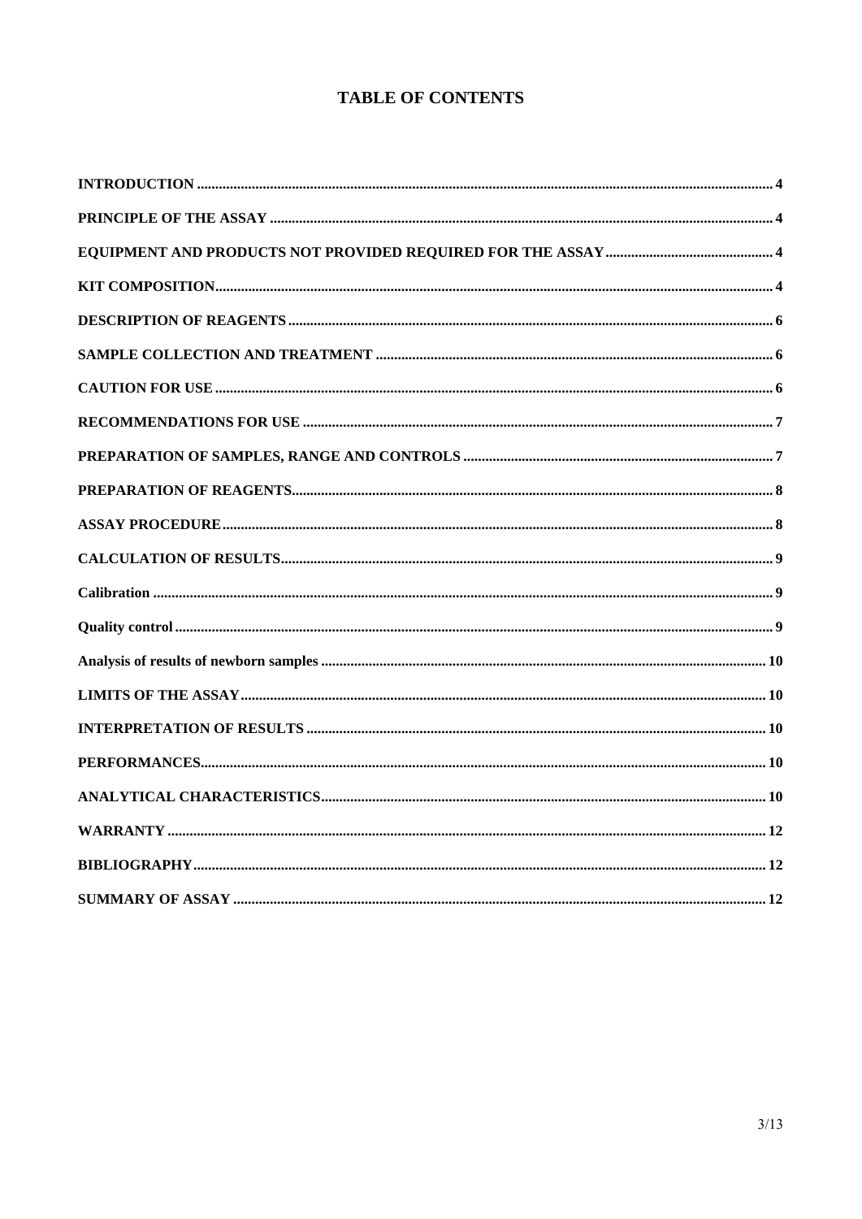# TABLE OF CONTENTS

**INTRODUCTION** .......... **4**

**PRINCIPLE OF THE ASSAY** .......... **4**

**EQUIPMENT AND PRODUCTS NOT PROVIDED REQUIRED FOR THE ASSAY** .......... **4**

**KIT COMPOSITION** .......... **4**

**DESCRIPTION OF REAGENTS** .......... **6**

**SAMPLE COLLECTION AND TREATMENT** .......... **6**

**CAUTION FOR USE** .......... **6**

**RECOMMENDATIONS FOR USE** .......... **7**

**PREPARATION OF SAMPLES, RANGE AND CONTROLS** .......... **7**

**PREPARATION OF REAGENTS** .......... **8**

**ASSAY PROCEDURE** .......... **8**

**CALCULATION OF RESULTS** .......... **9**

**Calibration** .......... **9**

**Quality control** .......... **9**

**Analysis of results of newborn samples** .......... **10**

**LIMITS OF THE ASSAY** .......... **10**

**INTERPRETATION OF RESULTS** .......... **10**

**PERFORMANCES** .......... **10**

**ANALYTICAL CHARACTERISTICS** .......... **10**

**WARRANTY** .......... **12**

**BIBLIOGRAPHY** .......... **12**

**SUMMARY OF ASSAY** .......... **12**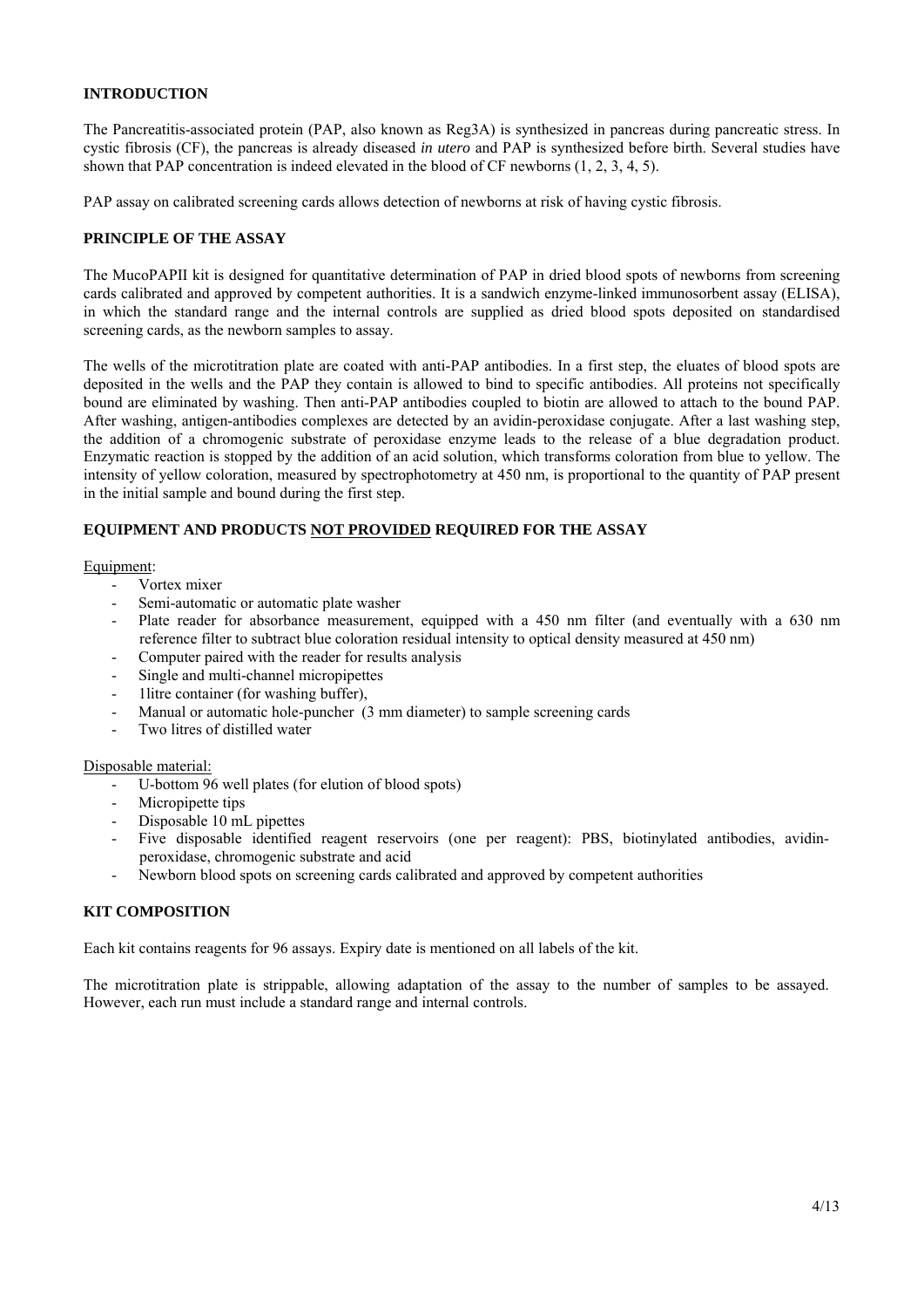## INTRODUCTION

The Pancreatitis-associated protein (PAP, also known as Reg3A) is synthesized in pancreas during pancreatic stress. In cystic fibrosis (CF), the pancreas is already diseased *in utero* and PAP is synthesized before birth. Several studies have shown that PAP concentration is indeed elevated in the blood of CF newborns (1, 2, 3, 4, 5).

PAP assay on calibrated screening cards allows detection of newborns at risk of having cystic fibrosis.

## PRINCIPLE OF THE ASSAY

The MucoPAPII kit is designed for quantitative determination of PAP in dried blood spots of newborns from screening cards calibrated and approved by competent authorities. It is a sandwich enzyme-linked immunosorbent assay (ELISA), in which the standard range and the internal controls are supplied as dried blood spots deposited on standardised screening cards, as the newborn samples to assay.

The wells of the microtitration plate are coated with anti-PAP antibodies. In a first step, the eluates of blood spots are deposited in the wells and the PAP they contain is allowed to bind to specific antibodies. All proteins not specifically bound are eliminated by washing. Then anti-PAP antibodies coupled to biotin are allowed to attach to the bound PAP. After washing, antigen-antibodies complexes are detected by an avidin-peroxidase conjugate. After a last washing step, the addition of a chromogenic substrate of peroxidase enzyme leads to the release of a blue degradation product. Enzymatic reaction is stopped by the addition of an acid solution, which transforms coloration from blue to yellow. The intensity of yellow coloration, measured by spectrophotometry at 450 nm, is proportional to the quantity of PAP present in the initial sample and bound during the first step.

## EQUIPMENT AND PRODUCTS NOT PROVIDED REQUIRED FOR THE ASSAY

Equipment:

- Vortex mixer
- Semi-automatic or automatic plate washer
- Plate reader for absorbance measurement, equipped with a 450 nm filter (and eventually with a 630 nm reference filter to subtract blue coloration residual intensity to optical density measured at 450 nm)
- Computer paired with the reader for results analysis
- Single and multi-channel micropipettes
- 1litre container (for washing buffer),
- Manual or automatic hole-puncher (3 mm diameter) to sample screening cards
- Two litres of distilled water

Disposable material:

- U-bottom 96 well plates (for elution of blood spots)
- Micropipette tips
- Disposable 10 mL pipettes
- Five disposable identified reagent reservoirs (one per reagent): PBS, biotinylated antibodies, avidin-peroxidase, chromogenic substrate and acid
- Newborn blood spots on screening cards calibrated and approved by competent authorities

## KIT COMPOSITION

Each kit contains reagents for 96 assays. Expiry date is mentioned on all labels of the kit.

The microtitration plate is strippable, allowing adaptation of the assay to the number of samples to be assayed. However, each run must include a standard range and internal controls.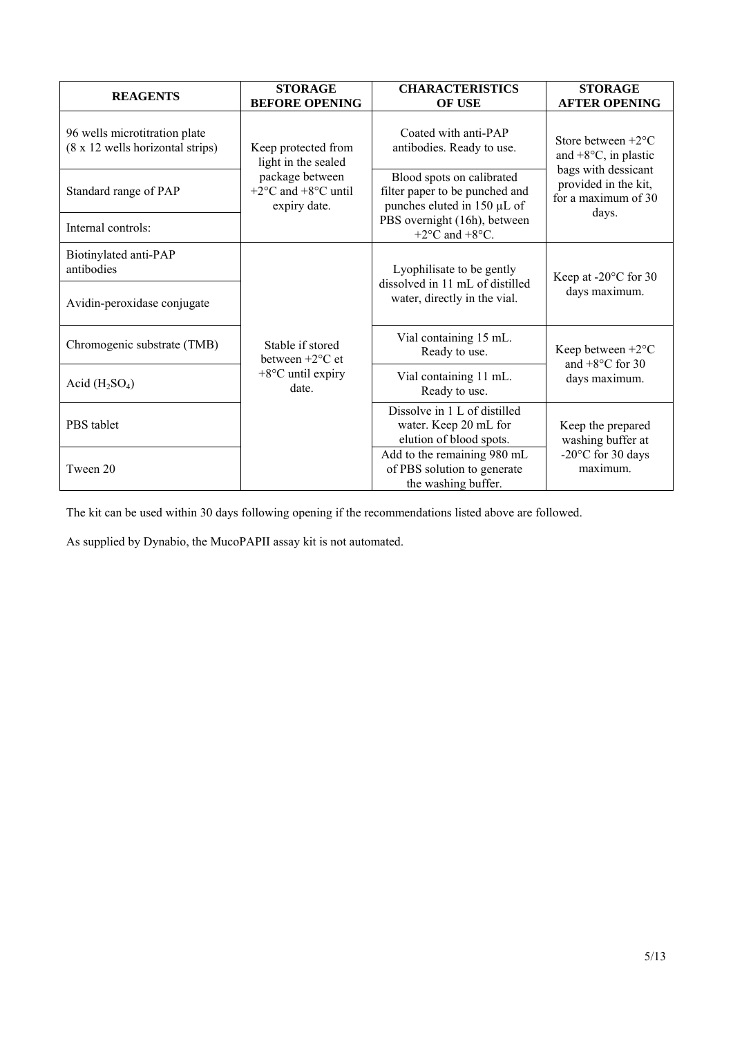| REAGENTS | STORAGE BEFORE OPENING | CHARACTERISTICS OF USE | STORAGE AFTER OPENING |
|---|---|---|---|
| 96 wells microtitration plate (8 x 12 wells horizontal strips) | Keep protected from light in the sealed package between +2°C and +8°C until expiry date. | Coated with anti-PAP antibodies. Ready to use. | Store between +2°C and +8°C, in plastic bags with dessicant provided in the kit, for a maximum of 30 days. |
| Standard range of PAP | | Blood spots on calibrated filter paper to be punched and punches eluted in 150 µL of PBS overnight (16h), between +2°C and +8°C. | |
| Internal controls: | | | |
| Biotinylated anti-PAP antibodies | Stable if stored between +2°C et +8°C until expiry date. | Lyophilisate to be gently dissolved in 11 mL of distilled water, directly in the vial. | Keep at -20°C for 30 days maximum. |
| Avidin-peroxidase conjugate | | | |
| Chromogenic substrate (TMB) | | Vial containing 15 mL. Ready to use. | Keep between +2°C and +8°C for 30 days maximum. |
| Acid ($H_2SO_4$) | | Vial containing 11 mL. Ready to use. | |
| PBS tablet | | Dissolve in 1 L of distilled water. Keep 20 mL for elution of blood spots. | Keep the prepared washing buffer at -20°C for 30 days maximum. |
| Tween 20 | | Add to the remaining 980 mL of PBS solution to generate the washing buffer. | |

The kit can be used within 30 days following opening if the recommendations listed above are followed.

As supplied by Dynabio, the MucoPAPII assay kit is not automated.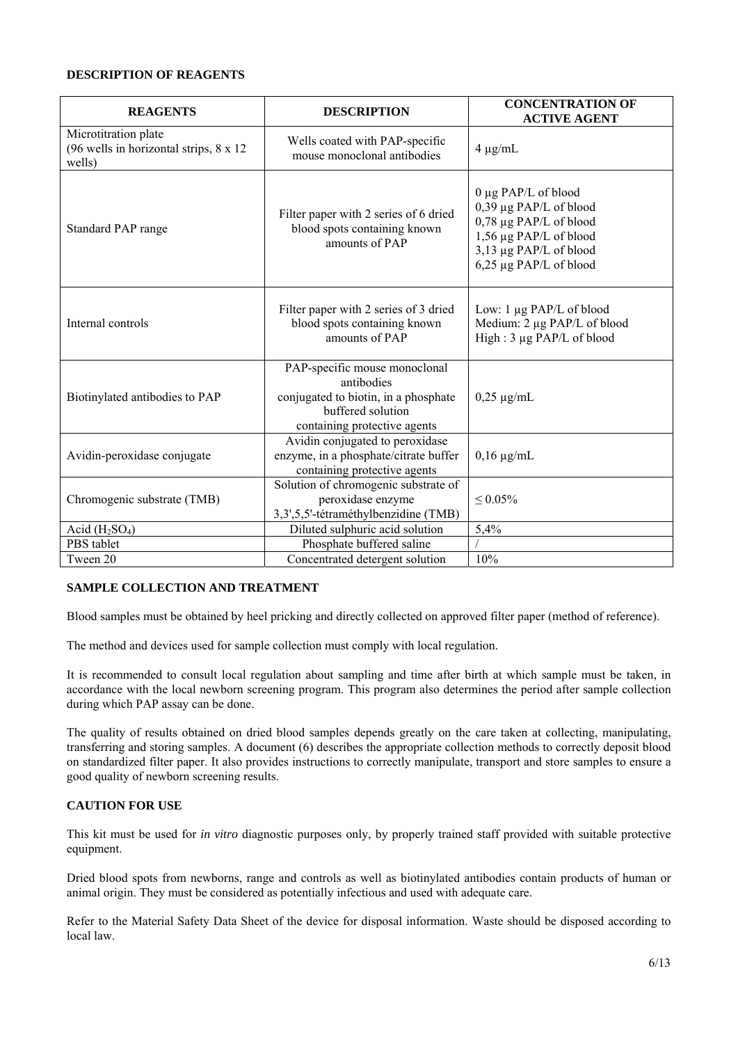**DESCRIPTION OF REAGENTS**

| REAGENTS | DESCRIPTION | CONCENTRATION OF ACTIVE AGENT |
|---|---|---|
| Microtitration plate (96 wells in horizontal strips, 8 x 12 wells) | Wells coated with PAP-specific mouse monoclonal antibodies | 4 µg/mL |
| Standard PAP range | Filter paper with 2 series of 6 dried blood spots containing known amounts of PAP | 0 µg PAP/L of blood<br>0,39 µg PAP/L of blood<br>0,78 µg PAP/L of blood<br>1,56 µg PAP/L of blood<br>3,13 µg PAP/L of blood<br>6,25 µg PAP/L of blood |
| Internal controls | Filter paper with 2 series of 3 dried blood spots containing known amounts of PAP | Low: 1 µg PAP/L of blood<br>Medium: 2 µg PAP/L of blood<br>High : 3 µg PAP/L of blood |
| Biotinylated antibodies to PAP | PAP-specific mouse monoclonal antibodies conjugated to biotin, in a phosphate buffered solution containing protective agents | 0,25 µg/mL |
| Avidin-peroxidase conjugate | Avidin conjugated to peroxidase enzyme, in a phosphate/citrate buffer containing protective agents | 0,16 µg/mL |
| Chromogenic substrate (TMB) | Solution of chromogenic substrate of peroxidase enzyme 3,3',5,5'-tétraméthylbenzidine (TMB) | ≤ 0.05% |
| Acid ($H_2SO_4$) | Diluted sulphuric acid solution | 5,4% |
| PBS tablet | Phosphate buffered saline | / |
| Tween 20 | Concentrated detergent solution | 10% |

**SAMPLE COLLECTION AND TREATMENT**

Blood samples must be obtained by heel pricking and directly collected on approved filter paper (method of reference).

The method and devices used for sample collection must comply with local regulation.

It is recommended to consult local regulation about sampling and time after birth at which sample must be taken, in accordance with the local newborn screening program. This program also determines the period after sample collection during which PAP assay can be done.

The quality of results obtained on dried blood samples depends greatly on the care taken at collecting, manipulating, transferring and storing samples. A document (6) describes the appropriate collection methods to correctly deposit blood on standardized filter paper. It also provides instructions to correctly manipulate, transport and store samples to ensure a good quality of newborn screening results.

**CAUTION FOR USE**

This kit must be used for *in vitro* diagnostic purposes only, by properly trained staff provided with suitable protective equipment.

Dried blood spots from newborns, range and controls as well as biotinylated antibodies contain products of human or animal origin. They must be considered as potentially infectious and used with adequate care.

Refer to the Material Safety Data Sheet of the device for disposal information. Waste should be disposed according to local law.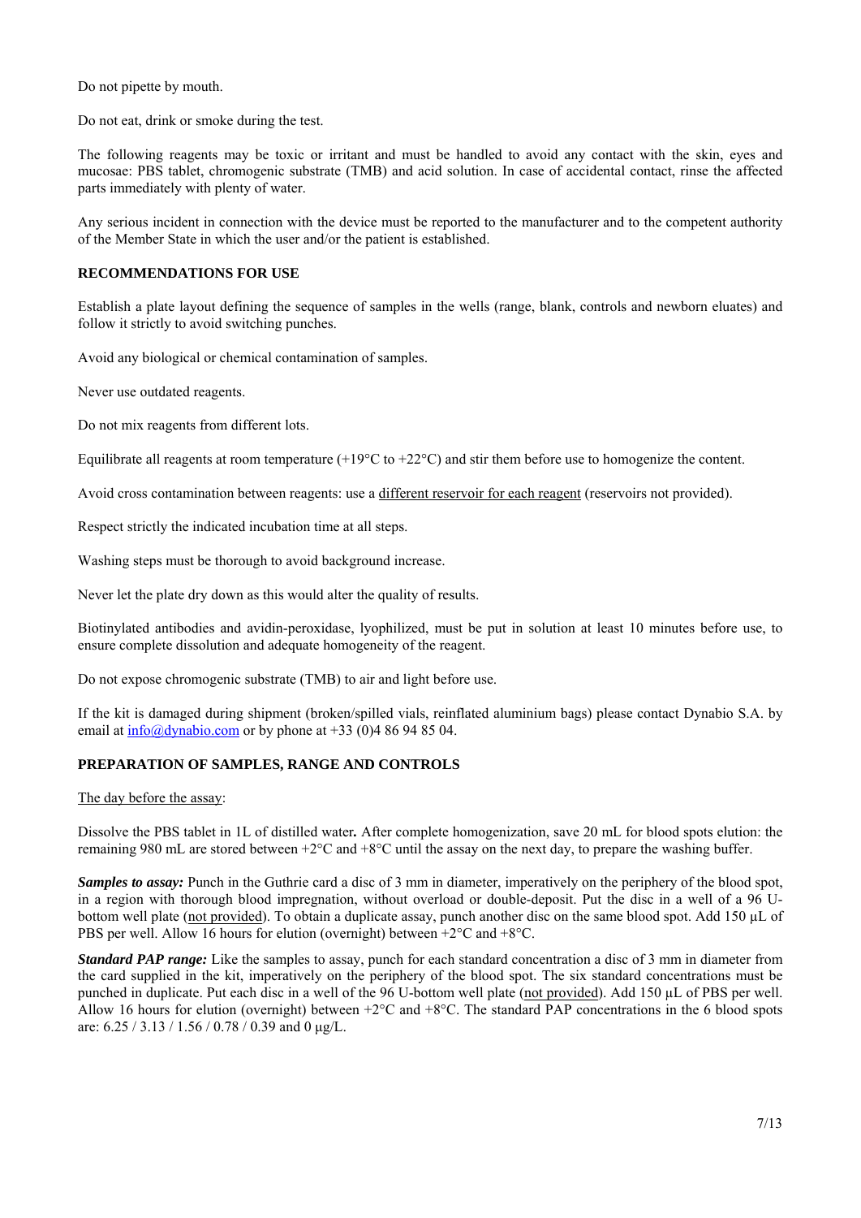Do not pipette by mouth.

Do not eat, drink or smoke during the test.

The following reagents may be toxic or irritant and must be handled to avoid any contact with the skin, eyes and mucosae: PBS tablet, chromogenic substrate (TMB) and acid solution. In case of accidental contact, rinse the affected parts immediately with plenty of water.

Any serious incident in connection with the device must be reported to the manufacturer and to the competent authority of the Member State in which the user and/or the patient is established.

## RECOMMENDATIONS FOR USE

Establish a plate layout defining the sequence of samples in the wells (range, blank, controls and newborn eluates) and follow it strictly to avoid switching punches.

Avoid any biological or chemical contamination of samples.

Never use outdated reagents.

Do not mix reagents from different lots.

Equilibrate all reagents at room temperature (+19°C to +22°C) and stir them before use to homogenize the content.

Avoid cross contamination between reagents: use a different reservoir for each reagent (reservoirs not provided).

Respect strictly the indicated incubation time at all steps.

Washing steps must be thorough to avoid background increase.

Never let the plate dry down as this would alter the quality of results.

Biotinylated antibodies and avidin-peroxidase, lyophilized, must be put in solution at least 10 minutes before use, to ensure complete dissolution and adequate homogeneity of the reagent.

Do not expose chromogenic substrate (TMB) to air and light before use.

If the kit is damaged during shipment (broken/spilled vials, reinflated aluminium bags) please contact Dynabio S.A. by email at info@dynabio.com or by phone at +33 (0)4 86 94 85 04.

## PREPARATION OF SAMPLES, RANGE AND CONTROLS

The day before the assay:

Dissolve the PBS tablet in 1L of distilled water**.** After complete homogenization, save 20 mL for blood spots elution: the remaining 980 mL are stored between +2°C and +8°C until the assay on the next day, to prepare the washing buffer.

***Samples to assay:*** Punch in the Guthrie card a disc of 3 mm in diameter, imperatively on the periphery of the blood spot, in a region with thorough blood impregnation, without overload or double-deposit. Put the disc in a well of a 96 U-bottom well plate (not provided). To obtain a duplicate assay, punch another disc on the same blood spot. Add 150 µL of PBS per well. Allow 16 hours for elution (overnight) between +2°C and +8°C.

***Standard PAP range:*** Like the samples to assay, punch for each standard concentration a disc of 3 mm in diameter from the card supplied in the kit, imperatively on the periphery of the blood spot. The six standard concentrations must be punched in duplicate. Put each disc in a well of the 96 U-bottom well plate (not provided). Add 150 µL of PBS per well. Allow 16 hours for elution (overnight) between +2°C and +8°C. The standard PAP concentrations in the 6 blood spots are: 6.25 / 3.13 / 1.56 / 0.78 / 0.39 and 0 µg/L.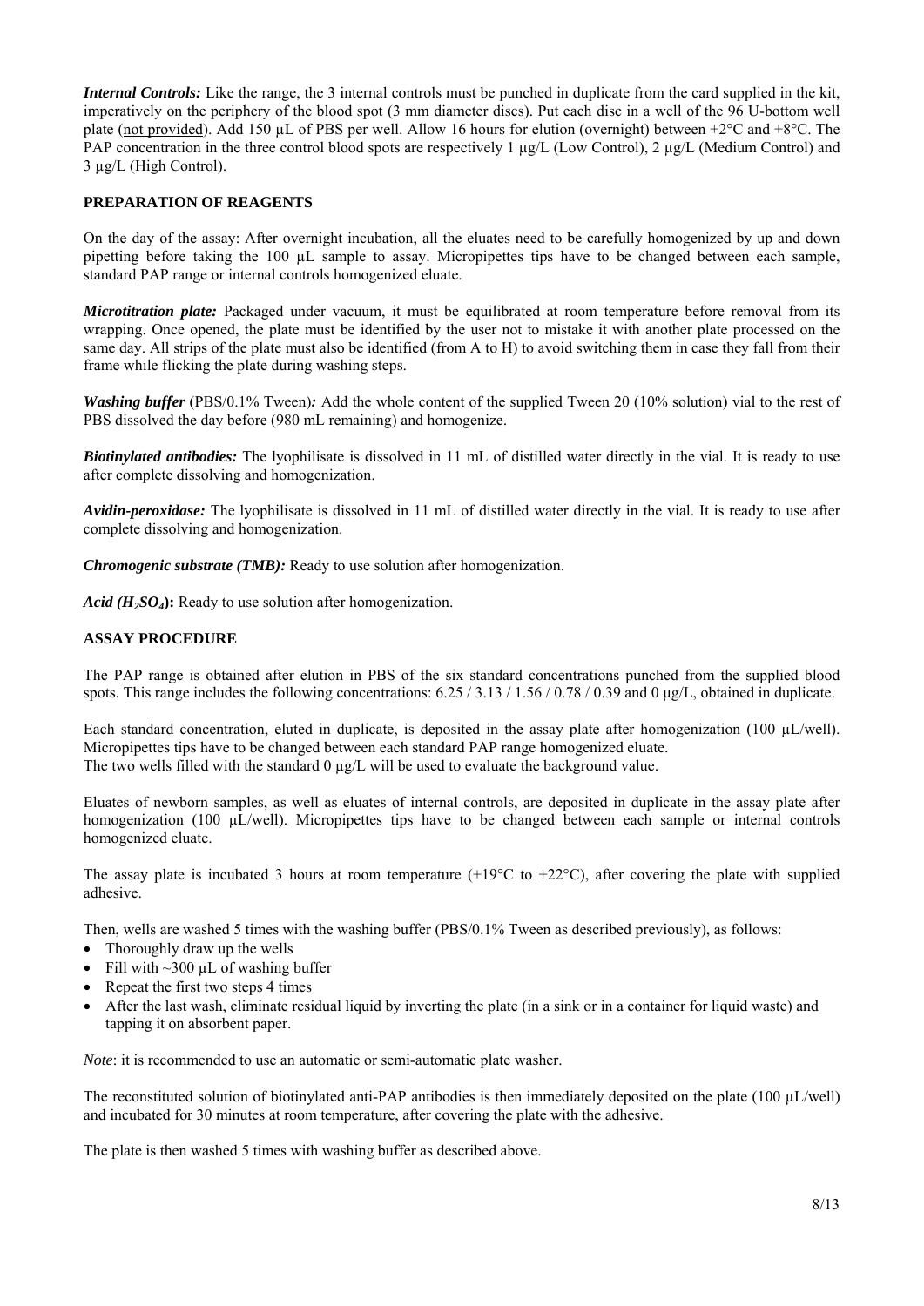***Internal Controls:*** Like the range, the 3 internal controls must be punched in duplicate from the card supplied in the kit, imperatively on the periphery of the blood spot (3 mm diameter discs). Put each disc in a well of the 96 U-bottom well plate (<u>not provided</u>). Add 150 µL of PBS per well. Allow 16 hours for elution (overnight) between +2°C and +8°C. The PAP concentration in the three control blood spots are respectively 1 µg/L (Low Control), 2 µg/L (Medium Control) and 3 µg/L (High Control).

**PREPARATION OF REAGENTS**

<u>On the day of the assay</u>: After overnight incubation, all the eluates need to be carefully <u>homogenized</u> by up and down pipetting before taking the 100 µL sample to assay. Micropipettes tips have to be changed between each sample, standard PAP range or internal controls homogenized eluate.

***Microtitration plate:*** Packaged under vacuum, it must be equilibrated at room temperature before removal from its wrapping. Once opened, the plate must be identified by the user not to mistake it with another plate processed on the same day. All strips of the plate must also be identified (from A to H) to avoid switching them in case they fall from their frame while flicking the plate during washing steps.

***Washing buffer*** (PBS/0.1% Tween)***:*** Add the whole content of the supplied Tween 20 (10% solution) vial to the rest of PBS dissolved the day before (980 mL remaining) and homogenize.

***Biotinylated antibodies:*** The lyophilisate is dissolved in 11 mL of distilled water directly in the vial. It is ready to use after complete dissolving and homogenization.

***Avidin-peroxidase:*** The lyophilisate is dissolved in 11 mL of distilled water directly in the vial. It is ready to use after complete dissolving and homogenization.

***Chromogenic substrate (TMB):*** Ready to use solution after homogenization.

***Acid ($H_2SO_4$):*** Ready to use solution after homogenization.

**ASSAY PROCEDURE**

The PAP range is obtained after elution in PBS of the six standard concentrations punched from the supplied blood spots. This range includes the following concentrations: 6.25 / 3.13 / 1.56 / 0.78 / 0.39 and 0 µg/L, obtained in duplicate.

Each standard concentration, eluted in duplicate, is deposited in the assay plate after homogenization (100 µL/well). Micropipettes tips have to be changed between each standard PAP range homogenized eluate.
The two wells filled with the standard 0 µg/L will be used to evaluate the background value.

Eluates of newborn samples, as well as eluates of internal controls, are deposited in duplicate in the assay plate after homogenization (100 µL/well). Micropipettes tips have to be changed between each sample or internal controls homogenized eluate.

The assay plate is incubated 3 hours at room temperature (+19°C to +22°C), after covering the plate with supplied adhesive.

Then, wells are washed 5 times with the washing buffer (PBS/0.1% Tween as described previously), as follows:

- Thoroughly draw up the wells
- Fill with ~300 µL of washing buffer
- Repeat the first two steps 4 times
- After the last wash, eliminate residual liquid by inverting the plate (in a sink or in a container for liquid waste) and tapping it on absorbent paper.

*Note*: it is recommended to use an automatic or semi-automatic plate washer.

The reconstituted solution of biotinylated anti-PAP antibodies is then immediately deposited on the plate (100 µL/well) and incubated for 30 minutes at room temperature, after covering the plate with the adhesive.

The plate is then washed 5 times with washing buffer as described above.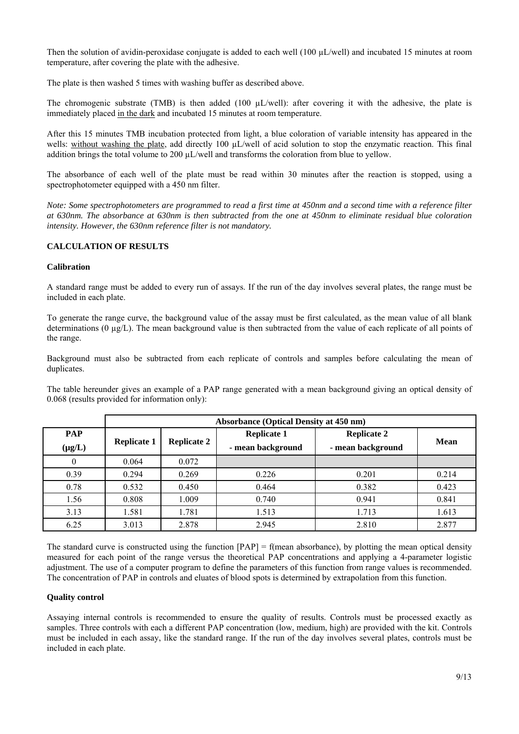Then the solution of avidin-peroxidase conjugate is added to each well (100 µL/well) and incubated 15 minutes at room temperature, after covering the plate with the adhesive.

The plate is then washed 5 times with washing buffer as described above.

The chromogenic substrate (TMB) is then added (100 µL/well): after covering it with the adhesive, the plate is immediately placed in the dark and incubated 15 minutes at room temperature.

After this 15 minutes TMB incubation protected from light, a blue coloration of variable intensity has appeared in the wells: without washing the plate, add directly 100 µL/well of acid solution to stop the enzymatic reaction. This final addition brings the total volume to 200 µL/well and transforms the coloration from blue to yellow.

The absorbance of each well of the plate must be read within 30 minutes after the reaction is stopped, using a spectrophotometer equipped with a 450 nm filter.

*Note: Some spectrophotometers are programmed to read a first time at 450nm and a second time with a reference filter at 630nm. The absorbance at 630nm is then subtracted from the one at 450nm to eliminate residual blue coloration intensity. However, the 630nm reference filter is not mandatory.*

## CALCULATION OF RESULTS

### Calibration

A standard range must be added to every run of assays. If the run of the day involves several plates, the range must be included in each plate.

To generate the range curve, the background value of the assay must be first calculated, as the mean value of all blank determinations (0 µg/L). The mean background value is then subtracted from the value of each replicate of all points of the range.

Background must also be subtracted from each replicate of controls and samples before calculating the mean of duplicates.

The table hereunder gives an example of a PAP range generated with a mean background giving an optical density of 0.068 (results provided for information only):

| | Absorbance (Optical Density at 450 nm) | | | | |
|---|---|---|---|---|---|
| **PAP (µg/L)** | **Replicate 1** | **Replicate 2** | **Replicate 1 - mean background** | **Replicate 2 - mean background** | **Mean** |
| 0 | 0.064 | 0.072 | | | |
| 0.39 | 0.294 | 0.269 | 0.226 | 0.201 | 0.214 |
| 0.78 | 0.532 | 0.450 | 0.464 | 0.382 | 0.423 |
| 1.56 | 0.808 | 1.009 | 0.740 | 0.941 | 0.841 |
| 3.13 | 1.581 | 1.781 | 1.513 | 1.713 | 1.613 |
| 6.25 | 3.013 | 2.878 | 2.945 | 2.810 | 2.877 |

The standard curve is constructed using the function [PAP] = f(mean absorbance), by plotting the mean optical density measured for each point of the range versus the theoretical PAP concentrations and applying a 4-parameter logistic adjustment. The use of a computer program to define the parameters of this function from range values is recommended. The concentration of PAP in controls and eluates of blood spots is determined by extrapolation from this function.

### Quality control

Assaying internal controls is recommended to ensure the quality of results. Controls must be processed exactly as samples. Three controls with each a different PAP concentration (low, medium, high) are provided with the kit. Controls must be included in each assay, like the standard range. If the run of the day involves several plates, controls must be included in each plate.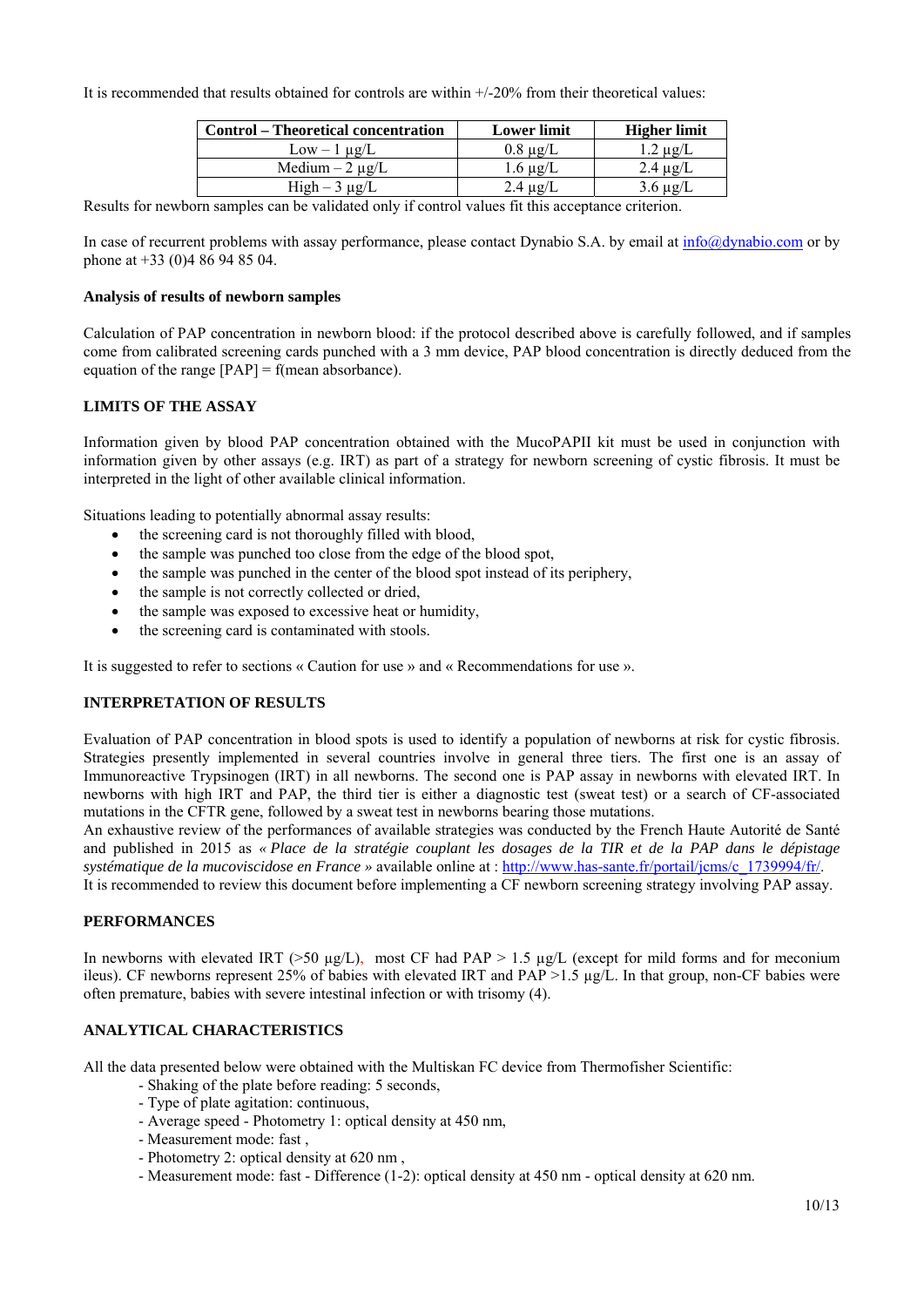It is recommended that results obtained for controls are within +/-20% from their theoretical values:

| Control – Theoretical concentration | Lower limit | Higher limit |
| --- | --- | --- |
| Low – 1 µg/L | 0.8 µg/L | 1.2 µg/L |
| Medium – 2 µg/L | 1.6 µg/L | 2.4 µg/L |
| High – 3 µg/L | 2.4 µg/L | 3.6 µg/L |

Results for newborn samples can be validated only if control values fit this acceptance criterion.

In case of recurrent problems with assay performance, please contact Dynabio S.A. by email at info@dynabio.com or by phone at +33 (0)4 86 94 85 04.

**Analysis of results of newborn samples**

Calculation of PAP concentration in newborn blood: if the protocol described above is carefully followed, and if samples come from calibrated screening cards punched with a 3 mm device, PAP blood concentration is directly deduced from the equation of the range [PAP] = f(mean absorbance).

## LIMITS OF THE ASSAY

Information given by blood PAP concentration obtained with the MucoPAPII kit must be used in conjunction with information given by other assays (e.g. IRT) as part of a strategy for newborn screening of cystic fibrosis. It must be interpreted in the light of other available clinical information.

Situations leading to potentially abnormal assay results:

- the screening card is not thoroughly filled with blood,
- the sample was punched too close from the edge of the blood spot,
- the sample was punched in the center of the blood spot instead of its periphery,
- the sample is not correctly collected or dried,
- the sample was exposed to excessive heat or humidity,
- the screening card is contaminated with stools.

It is suggested to refer to sections « Caution for use » and « Recommendations for use ».

## INTERPRETATION OF RESULTS

Evaluation of PAP concentration in blood spots is used to identify a population of newborns at risk for cystic fibrosis. Strategies presently implemented in several countries involve in general three tiers. The first one is an assay of Immunoreactive Trypsinogen (IRT) in all newborns. The second one is PAP assay in newborns with elevated IRT. In newborns with high IRT and PAP, the third tier is either a diagnostic test (sweat test) or a search of CF-associated mutations in the CFTR gene, followed by a sweat test in newborns bearing those mutations.
An exhaustive review of the performances of available strategies was conducted by the French Haute Autorité de Santé and published in 2015 as *« Place de la stratégie couplant les dosages de la TIR et de la PAP dans le dépistage systématique de la mucoviscidose en France »* available online at : http://www.has-sante.fr/portail/jcms/c_1739994/fr/.
It is recommended to review this document before implementing a CF newborn screening strategy involving PAP assay.

## PERFORMANCES

In newborns with elevated IRT (>50 µg/L), most CF had PAP > 1.5 µg/L (except for mild forms and for meconium ileus). CF newborns represent 25% of babies with elevated IRT and PAP >1.5 µg/L. In that group, non-CF babies were often premature, babies with severe intestinal infection or with trisomy (4).

## ANALYTICAL CHARACTERISTICS

All the data presented below were obtained with the Multiskan FC device from Thermofisher Scientific:

- Shaking of the plate before reading: 5 seconds,
- Type of plate agitation: continuous,
- Average speed - Photometry 1: optical density at 450 nm,
- Measurement mode: fast ,
- Photometry 2: optical density at 620 nm ,
- Measurement mode: fast - Difference (1-2): optical density at 450 nm - optical density at 620 nm.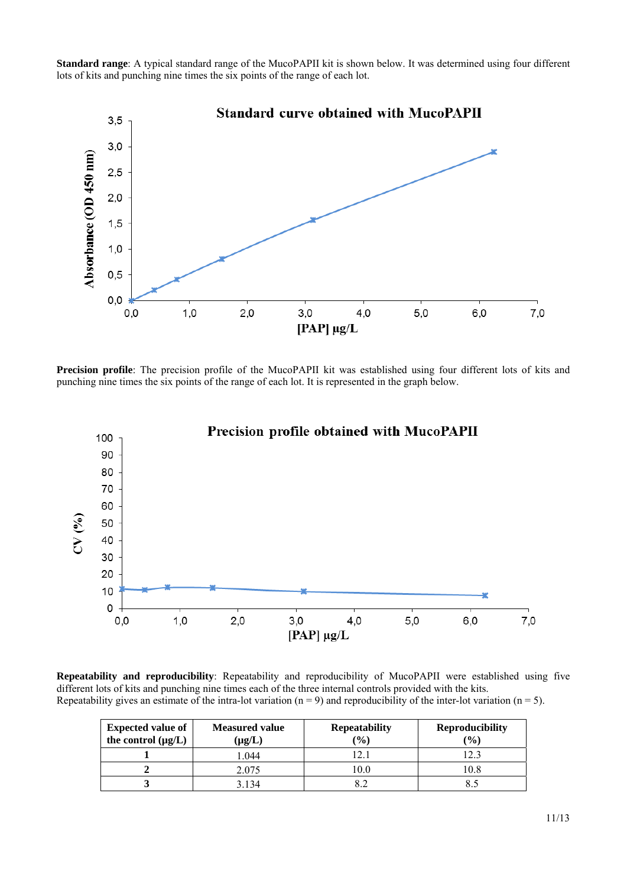**Standard range**: A typical standard range of the MucoPAPII kit is shown below. It was determined using four different lots of kits and punching nine times the six points of the range of each lot.

**Precision profile**: The precision profile of the MucoPAPII kit was established using four different lots of kits and punching nine times the six points of the range of each lot. It is represented in the graph below.

**Repeatability and reproducibility**: Repeatability and reproducibility of MucoPAPII were established using five different lots of kits and punching nine times each of the three internal controls provided with the kits.
Repeatability gives an estimate of the intra-lot variation (n = 9) and reproducibility of the inter-lot variation (n = 5).

| Expected value of the control (µg/L) | Measured value (µg/L) | Repeatability (%) | Reproducibility (%) |
|---|---|---|---|
| **1** | 1.044 | 12.1 | 12.3 |
| **2** | 2.075 | 10.0 | 10.8 |
| **3** | 3.134 | 8.2 | 8.5 |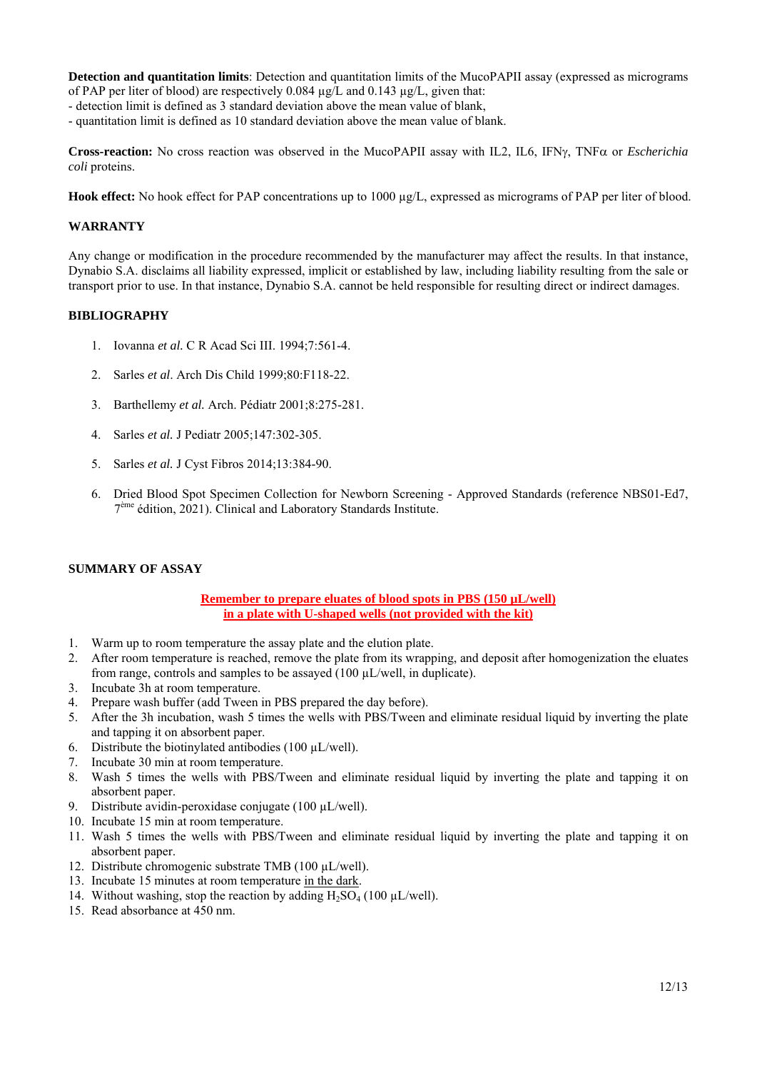**Detection and quantitation limits**: Detection and quantitation limits of the MucoPAPII assay (expressed as micrograms of PAP per liter of blood) are respectively 0.084 µg/L and 0.143 µg/L, given that:
- detection limit is defined as 3 standard deviation above the mean value of blank,
- quantitation limit is defined as 10 standard deviation above the mean value of blank.

**Cross-reaction:** No cross reaction was observed in the MucoPAPII assay with IL2, IL6, IFNγ, TNFα or *Escherichia coli* proteins.

**Hook effect:** No hook effect for PAP concentrations up to 1000 µg/L, expressed as micrograms of PAP per liter of blood.

## WARRANTY

Any change or modification in the procedure recommended by the manufacturer may affect the results. In that instance, Dynabio S.A. disclaims all liability expressed, implicit or established by law, including liability resulting from the sale or transport prior to use. In that instance, Dynabio S.A. cannot be held responsible for resulting direct or indirect damages.

## BIBLIOGRAPHY

1. Iovanna *et al.* C R Acad Sci III. 1994;7:561-4.
2. Sarles *et al*. Arch Dis Child 1999;80:F118-22.
3. Barthellemy *et al.* Arch. Pédiatr 2001;8:275-281.
4. Sarles *et al.* J Pediatr 2005;147:302-305.
5. Sarles *et al.* J Cyst Fibros 2014;13:384-90.
6. Dried Blood Spot Specimen Collection for Newborn Screening - Approved Standards (reference NBS01-Ed7, 7ème édition, 2021). Clinical and Laboratory Standards Institute.

## SUMMARY OF ASSAY

**Remember to prepare eluates of blood spots in PBS (150 µL/well) in a plate with U-shaped wells (not provided with the kit)**

1. Warm up to room temperature the assay plate and the elution plate.
2. After room temperature is reached, remove the plate from its wrapping, and deposit after homogenization the eluates from range, controls and samples to be assayed (100 µL/well, in duplicate).
3. Incubate 3h at room temperature.
4. Prepare wash buffer (add Tween in PBS prepared the day before).
5. After the 3h incubation, wash 5 times the wells with PBS/Tween and eliminate residual liquid by inverting the plate and tapping it on absorbent paper.
6. Distribute the biotinylated antibodies (100 µL/well).
7. Incubate 30 min at room temperature.
8. Wash 5 times the wells with PBS/Tween and eliminate residual liquid by inverting the plate and tapping it on absorbent paper.
9. Distribute avidin-peroxidase conjugate (100 µL/well).
10. Incubate 15 min at room temperature.
11. Wash 5 times the wells with PBS/Tween and eliminate residual liquid by inverting the plate and tapping it on absorbent paper.
12. Distribute chromogenic substrate TMB (100 µL/well).
13. Incubate 15 minutes at room temperature in the dark.
14. Without washing, stop the reaction by adding $H_2SO_4$ (100 µL/well).
15. Read absorbance at 450 nm.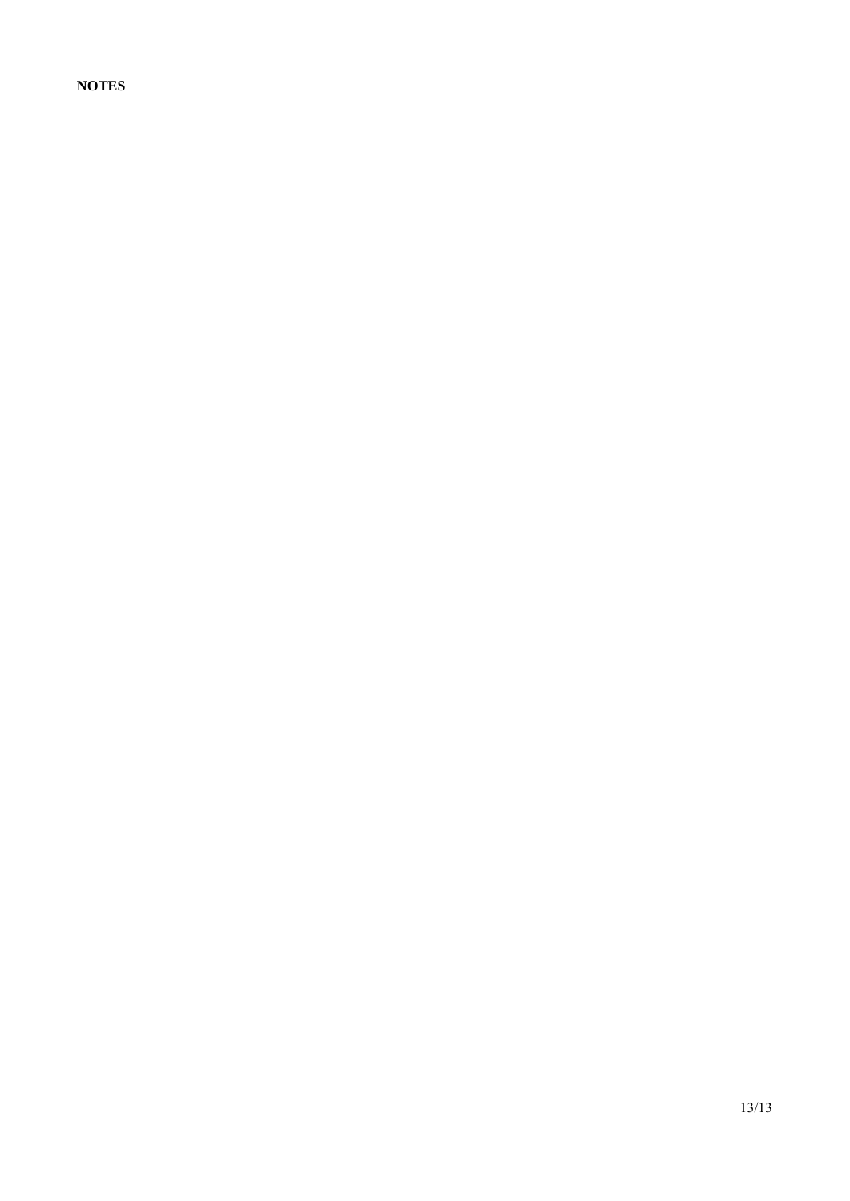**NOTES**